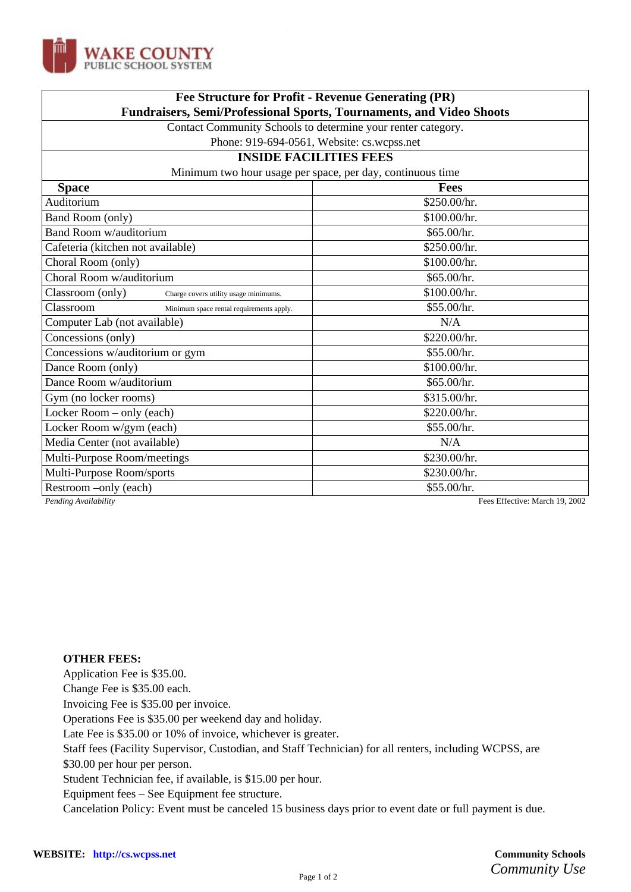**WAKE COUNTY**
PUBLIC SCHOOL SYSTEM

## Fee Structure for Profit - Revenue Generating (PR)
## Fundraisers, Semi/Professional Sports, Tournaments, and Video Shoots

Contact Community Schools to determine your renter category.
Phone: 919-694-0561, Website: cs.wcpss.net

### INSIDE FACILITIES FEES

Minimum two hour usage per space, per day, continuous time

| Space | Fees |
|---|---|
| Auditorium | $250.00/hr. |
| Band Room (only) | $100.00/hr. |
| Band Room w/auditorium | $65.00/hr. |
| Cafeteria (kitchen not available) | $250.00/hr. |
| Choral Room (only) | $100.00/hr. |
| Choral Room w/auditorium | $65.00/hr. |
| Classroom (only) Charge covers utility usage minimums. | $100.00/hr. |
| Classroom Minimum space rental requirements apply. | $55.00/hr. |
| Computer Lab (not available) | N/A |
| Concessions (only) | $220.00/hr. |
| Concessions w/auditorium or gym | $55.00/hr. |
| Dance Room (only) | $100.00/hr. |
| Dance Room w/auditorium | $65.00/hr. |
| Gym (no locker rooms) | $315.00/hr. |
| Locker Room – only (each) | $220.00/hr. |
| Locker Room w/gym (each) | $55.00/hr. |
| Media Center (not available) | N/A |
| Multi-Purpose Room/meetings | $230.00/hr. |
| Multi-Purpose Room/sports | $230.00/hr. |
| Restroom –only (each) | $55.00/hr. |

*Pending Availability* Fees Effective: March 19, 2002

**OTHER FEES:**

Application Fee is $35.00.
Change Fee is $35.00 each.
Invoicing Fee is $35.00 per invoice.
Operations Fee is $35.00 per weekend day and holiday.
Late Fee is $35.00 or 10% of invoice, whichever is greater.
Staff fees (Facility Supervisor, Custodian, and Staff Technician) for all renters, including WCPSS, are $30.00 per hour per person.
Student Technician fee, if available, is $15.00 per hour.
Equipment fees – See Equipment fee structure.
Cancelation Policy: Event must be canceled 15 business days prior to event date or full payment is due.

**WEBSITE: http://cs.wcpss.net**

**Community Schools**
*Community Use*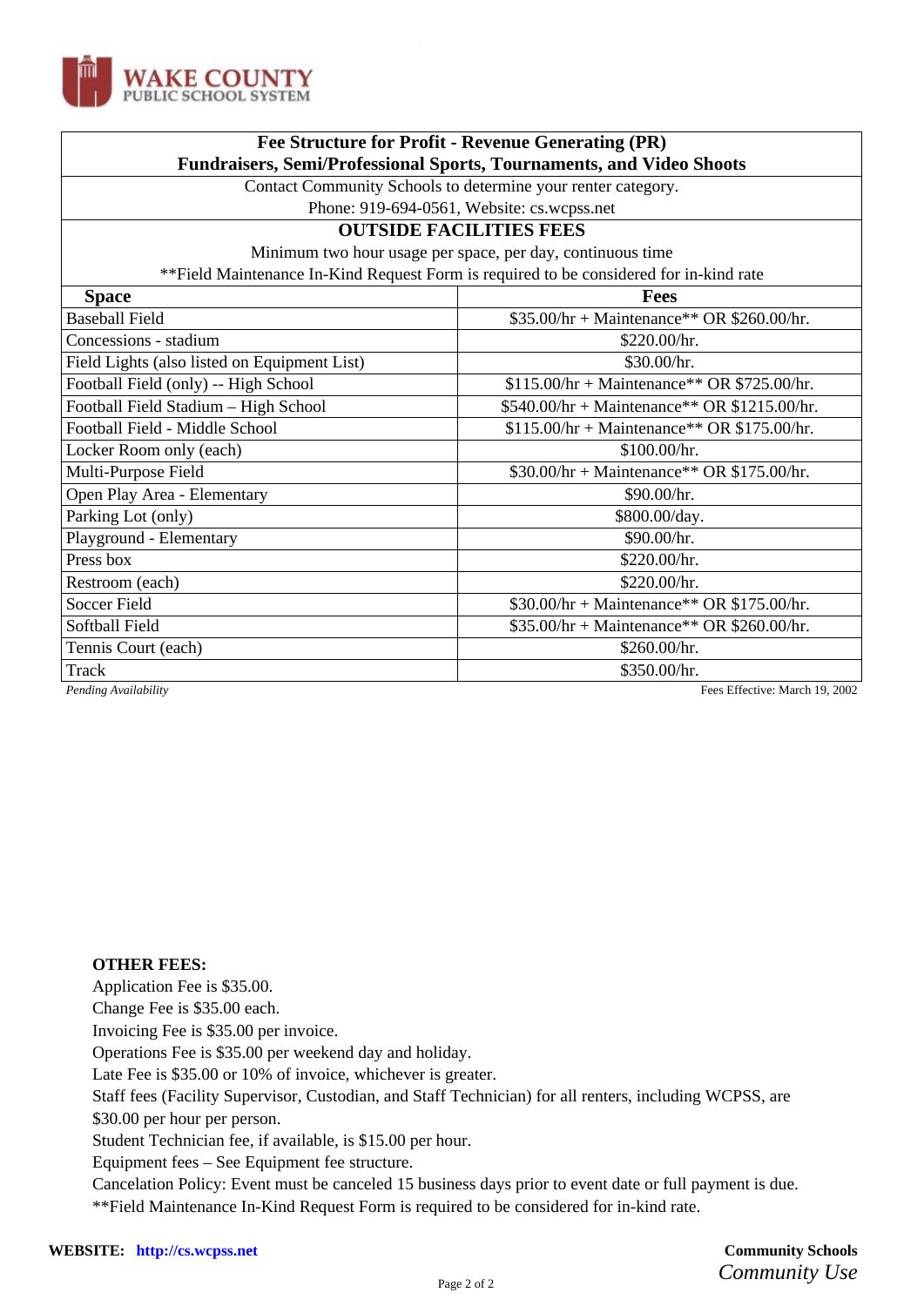WAKE COUNTY PUBLIC SCHOOL SYSTEM

| Fee Structure for Profit - Revenue Generating (PR) Fundraisers, Semi/Professional Sports, Tournaments, and Video Shoots | |
|---|---|
| Contact Community Schools to determine your renter category. Phone: 919-694-0561, Website: cs.wcpss.net | |
| **OUTSIDE FACILITIES FEES** Minimum two hour usage per space, per day, continuous time **Field Maintenance In-Kind Request Form is required to be considered for in-kind rate | |
| **Space** | **Fees** |
| Baseball Field | $35.00/hr + Maintenance** OR $260.00/hr. |
| Concessions - stadium | $220.00/hr. |
| Field Lights (also listed on Equipment List) | $30.00/hr. |
| Football Field (only) -- High School | $115.00/hr + Maintenance** OR $725.00/hr. |
| Football Field Stadium – High School | $540.00/hr + Maintenance** OR $1215.00/hr. |
| Football Field - Middle School | $115.00/hr + Maintenance** OR $175.00/hr. |
| Locker Room only (each) | $100.00/hr. |
| Multi-Purpose Field | $30.00/hr + Maintenance** OR $175.00/hr. |
| Open Play Area - Elementary | $90.00/hr. |
| Parking Lot (only) | $800.00/day. |
| Playground - Elementary | $90.00/hr. |
| Press box | $220.00/hr. |
| Restroom (each) | $220.00/hr. |
| Soccer Field | $30.00/hr + Maintenance** OR $175.00/hr. |
| Softball Field | $35.00/hr + Maintenance** OR $260.00/hr. |
| Tennis Court (each) | $260.00/hr. |
| Track | $350.00/hr. |

*Pending Availability*

Fees Effective: March 19, 2002

**OTHER FEES:**

Application Fee is $35.00.
Change Fee is $35.00 each.
Invoicing Fee is $35.00 per invoice.
Operations Fee is $35.00 per weekend day and holiday.
Late Fee is $35.00 or 10% of invoice, whichever is greater.
Staff fees (Facility Supervisor, Custodian, and Staff Technician) for all renters, including WCPSS, are $30.00 per hour per person.
Student Technician fee, if available, is $15.00 per hour.
Equipment fees – See Equipment fee structure.
Cancelation Policy: Event must be canceled 15 business days prior to event date or full payment is due.
**Field Maintenance In-Kind Request Form is required to be considered for in-kind rate.

**WEBSITE:** **http://cs.wcpss.net**

**Community Schools**
*Community Use*